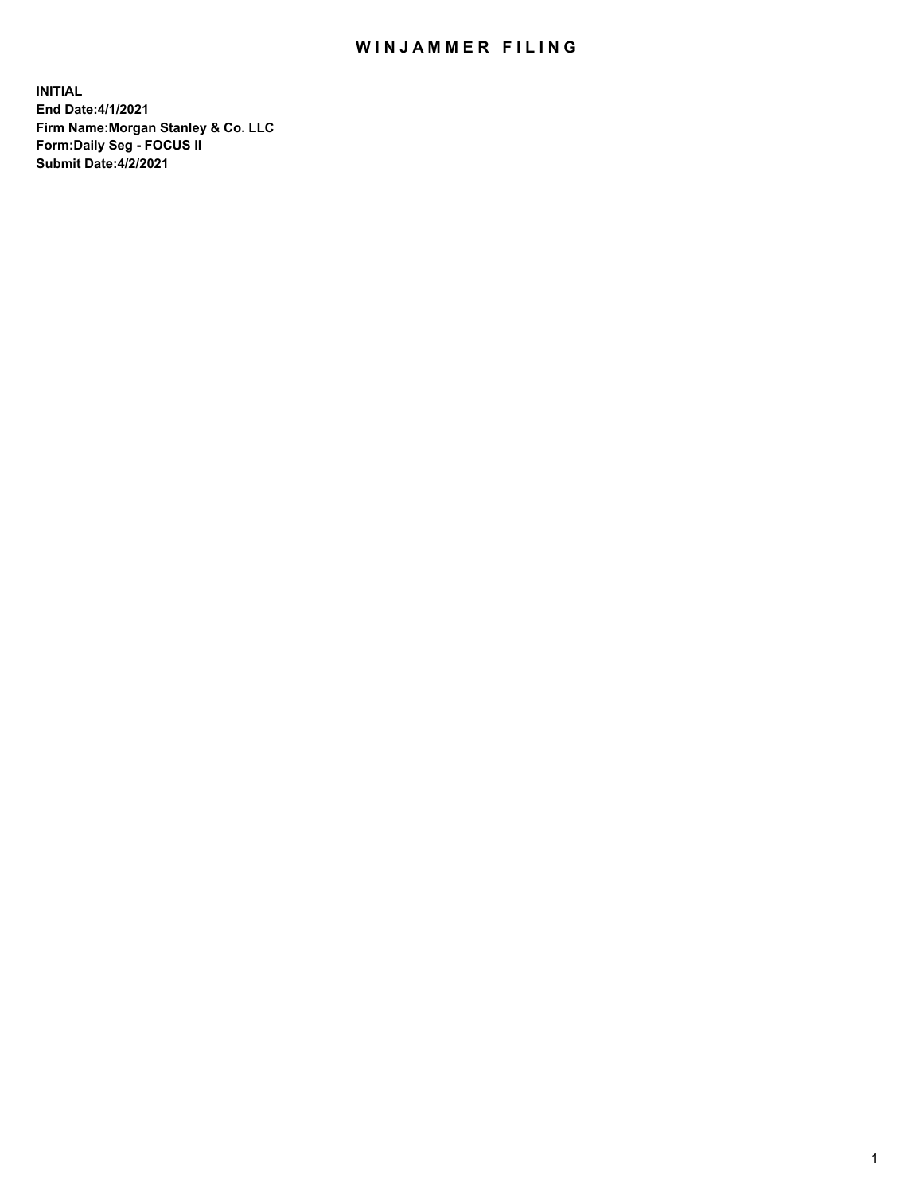# WINJAMMER FILING

**INITIAL**
**End Date:4/1/2021**
**Firm Name:Morgan Stanley & Co. LLC**
**Form:Daily Seg - FOCUS II**
**Submit Date:4/2/2021**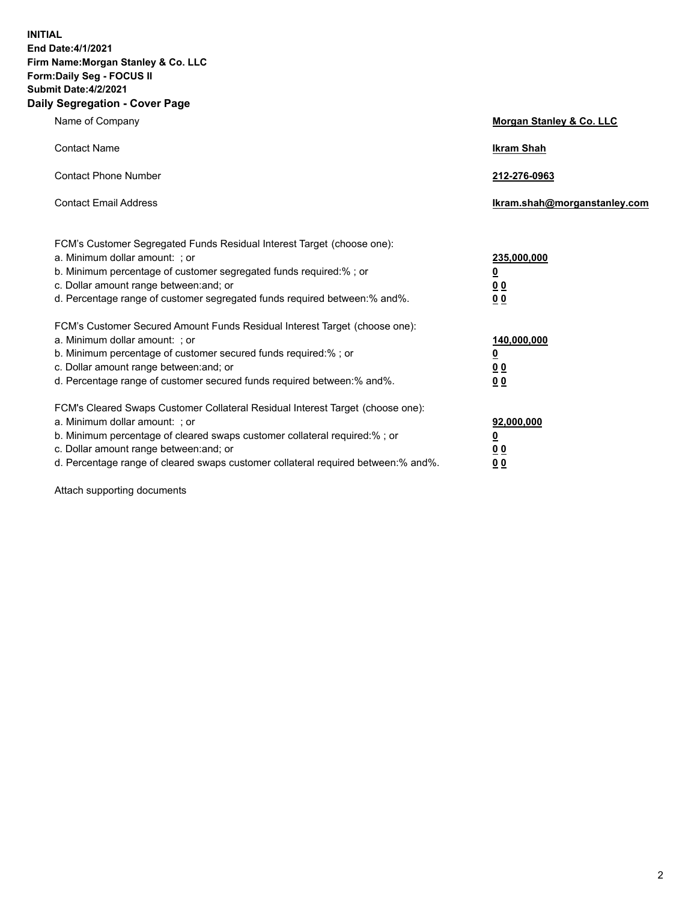**INITIAL**
**End Date:4/1/2021**
**Firm Name:Morgan Stanley & Co. LLC**
**Form:Daily Seg - FOCUS II**
**Submit Date:4/2/2021**

## Daily Segregation - Cover Page

| | |
|---|---|
| Name of Company | **Morgan Stanley & Co. LLC** |
| Contact Name | **Ikram Shah** |
| Contact Phone Number | **212-276-0963** |
| Contact Email Address | **Ikram.shah@morganstanley.com** |

| | |
|---|---|
| FCM's Customer Segregated Funds Residual Interest Target (choose one): | |
| a. Minimum dollar amount: ; or | **235,000,000** |
| b. Minimum percentage of customer segregated funds required:% ; or | **0** |
| c. Dollar amount range between:and; or | **0 0** |
| d. Percentage range of customer segregated funds required between:% and%. | **0 0** |
| FCM's Customer Secured Amount Funds Residual Interest Target (choose one): | |
| a. Minimum dollar amount: ; or | **140,000,000** |
| b. Minimum percentage of customer secured funds required:% ; or | **0** |
| c. Dollar amount range between:and; or | **0 0** |
| d. Percentage range of customer secured funds required between:% and%. | **0 0** |
| FCM's Cleared Swaps Customer Collateral Residual Interest Target (choose one): | |
| a. Minimum dollar amount: ; or | **92,000,000** |
| b. Minimum percentage of cleared swaps customer collateral required:% ; or | **0** |
| c. Dollar amount range between:and; or | **0 0** |
| d. Percentage range of cleared swaps customer collateral required between:% and%. | **0 0** |

Attach supporting documents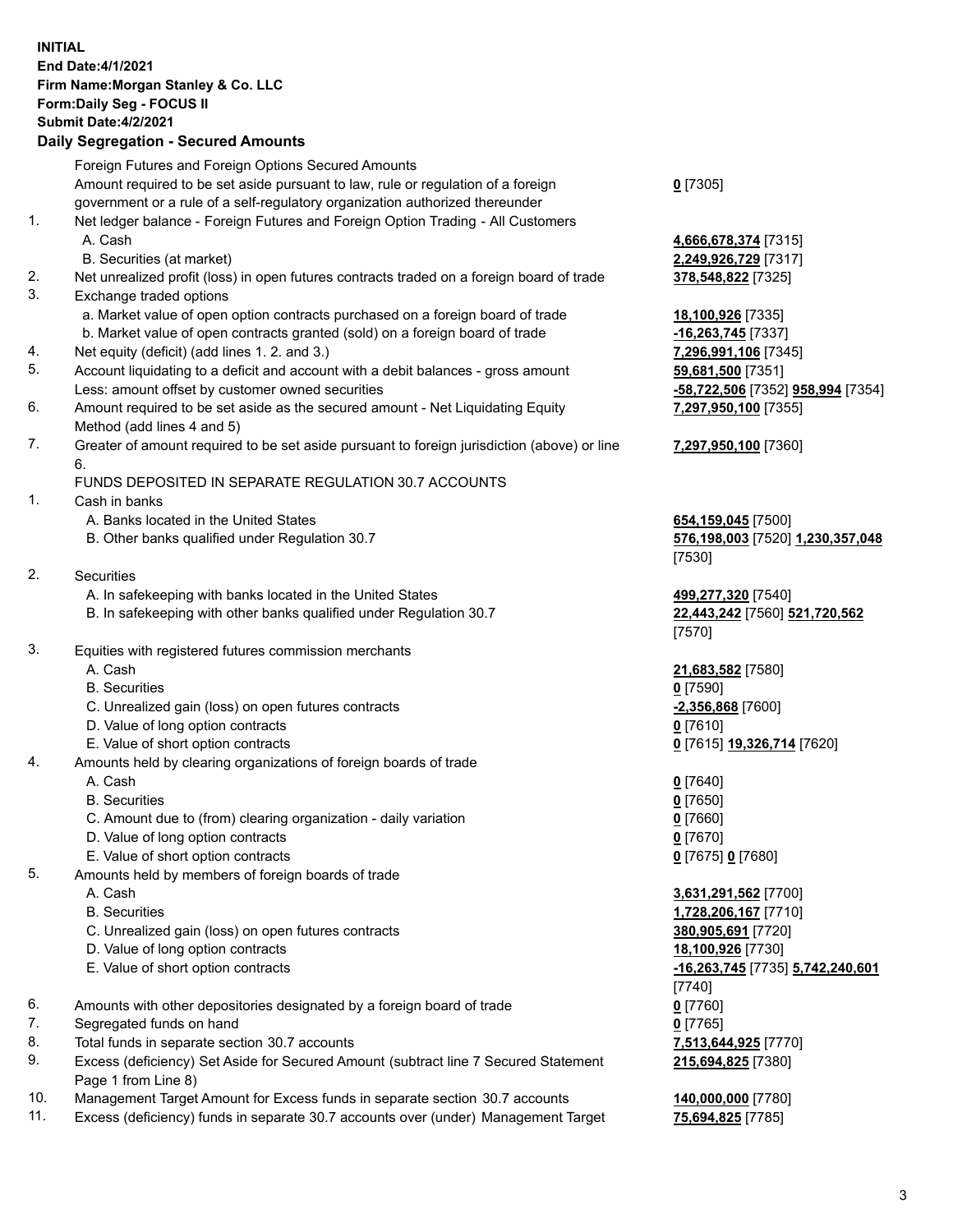**INITIAL**
**End Date:4/1/2021**
**Firm Name:Morgan Stanley & Co. LLC**
**Form:Daily Seg - FOCUS II**
**Submit Date:4/2/2021**

### Daily Segregation - Secured Amounts

| | | |
|---|---|---|
| | Foreign Futures and Foreign Options Secured Amounts | |
| | Amount required to be set aside pursuant to law, rule or regulation of a foreign government or a rule of a self-regulatory organization authorized thereunder | **0** [7305] |
| 1. | Net ledger balance - Foreign Futures and Foreign Option Trading - All Customers | |
| | A. Cash | **4,666,678,374** [7315] |
| | B. Securities (at market) | **2,249,926,729** [7317] |
| 2. | Net unrealized profit (loss) in open futures contracts traded on a foreign board of trade | **378,548,822** [7325] |
| 3. | Exchange traded options | |
| | a. Market value of open option contracts purchased on a foreign board of trade | **18,100,926** [7335] |
| | b. Market value of open contracts granted (sold) on a foreign board of trade | **-16,263,745** [7337] |
| 4. | Net equity (deficit) (add lines 1. 2. and 3.) | **7,296,991,106** [7345] |
| 5. | Account liquidating to a deficit and account with a debit balances - gross amount | **59,681,500** [7351] |
| | Less: amount offset by customer owned securities | **-58,722,506** [7352] **958,994** [7354] |
| 6. | Amount required to be set aside as the secured amount - Net Liquidating Equity Method (add lines 4 and 5) | **7,297,950,100** [7355] |
| 7. | Greater of amount required to be set aside pursuant to foreign jurisdiction (above) or line 6. | **7,297,950,100** [7360] |
| | FUNDS DEPOSITED IN SEPARATE REGULATION 30.7 ACCOUNTS | |
| 1. | Cash in banks | |
| | A. Banks located in the United States | **654,159,045** [7500] |
| | B. Other banks qualified under Regulation 30.7 | **576,198,003** [7520] **1,230,357,048** [7530] |
| 2. | Securities | |
| | A. In safekeeping with banks located in the United States | **499,277,320** [7540] |
| | B. In safekeeping with other banks qualified under Regulation 30.7 | **22,443,242** [7560] **521,720,562** [7570] |
| 3. | Equities with registered futures commission merchants | |
| | A. Cash | **21,683,582** [7580] |
| | B. Securities | **0** [7590] |
| | C. Unrealized gain (loss) on open futures contracts | **-2,356,868** [7600] |
| | D. Value of long option contracts | **0** [7610] |
| | E. Value of short option contracts | **0** [7615] **19,326,714** [7620] |
| 4. | Amounts held by clearing organizations of foreign boards of trade | |
| | A. Cash | **0** [7640] |
| | B. Securities | **0** [7650] |
| | C. Amount due to (from) clearing organization - daily variation | **0** [7660] |
| | D. Value of long option contracts | **0** [7670] |
| | E. Value of short option contracts | **0** [7675] **0** [7680] |
| 5. | Amounts held by members of foreign boards of trade | |
| | A. Cash | **3,631,291,562** [7700] |
| | B. Securities | **1,728,206,167** [7710] |
| | C. Unrealized gain (loss) on open futures contracts | **380,905,691** [7720] |
| | D. Value of long option contracts | **18,100,926** [7730] |
| | E. Value of short option contracts | **-16,263,745** [7735] **5,742,240,601** [7740] |
| 6. | Amounts with other depositories designated by a foreign board of trade | **0** [7760] |
| 7. | Segregated funds on hand | **0** [7765] |
| 8. | Total funds in separate section 30.7 accounts | **7,513,644,925** [7770] |
| 9. | Excess (deficiency) Set Aside for Secured Amount (subtract line 7 Secured Statement Page 1 from Line 8) | **215,694,825** [7380] |
| 10. | Management Target Amount for Excess funds in separate section 30.7 accounts | **140,000,000** [7780] |
| 11. | Excess (deficiency) funds in separate 30.7 accounts over (under) Management Target | **75,694,825** [7785] |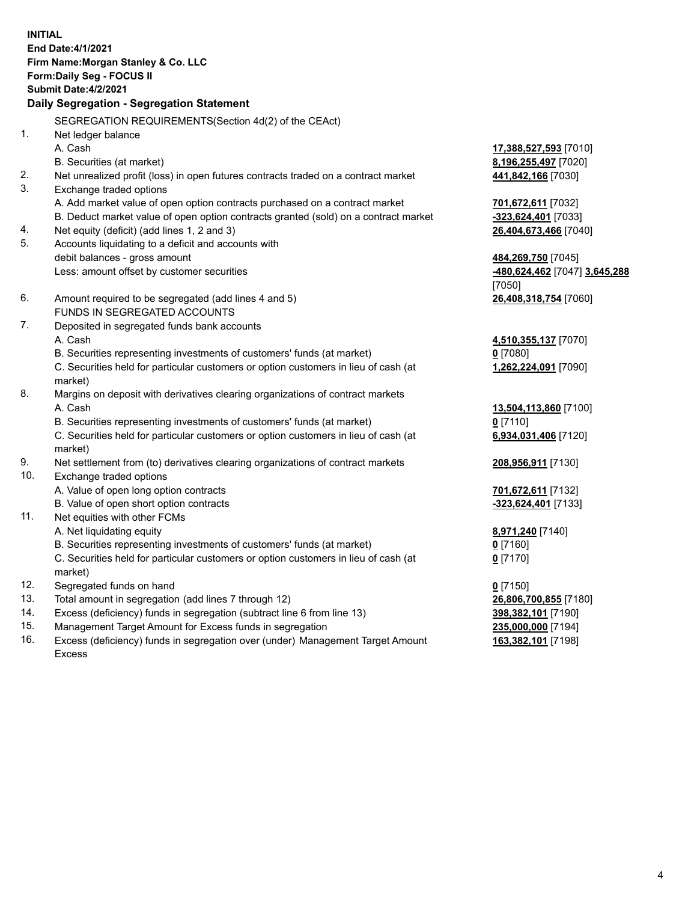**INITIAL**
**End Date:4/1/2021**
**Firm Name:Morgan Stanley & Co. LLC**
**Form:Daily Seg - FOCUS II**
**Submit Date:4/2/2021**

## Daily Segregation - Segregation Statement

| | | |
|---|---|---|
| | SEGREGATION REQUIREMENTS(Section 4d(2) of the CEAct) | |
| 1. | Net ledger balance | |
| | A. Cash | **17,388,527,593** [7010] |
| | B. Securities (at market) | **8,196,255,497** [7020] |
| 2. | Net unrealized profit (loss) in open futures contracts traded on a contract market | **441,842,166** [7030] |
| 3. | Exchange traded options | |
| | A. Add market value of open option contracts purchased on a contract market | **701,672,611** [7032] |
| | B. Deduct market value of open option contracts granted (sold) on a contract market | **-323,624,401** [7033] |
| 4. | Net equity (deficit) (add lines 1, 2 and 3) | **26,404,673,466** [7040] |
| 5. | Accounts liquidating to a deficit and accounts with debit balances - gross amount | **484,269,750** [7045] |
| | Less: amount offset by customer securities | **-480,624,462** [7047] **3,645,288** [7050] |
| 6. | Amount required to be segregated (add lines 4 and 5) | **26,408,318,754** [7060] |
| | FUNDS IN SEGREGATED ACCOUNTS | |
| 7. | Deposited in segregated funds bank accounts | |
| | A. Cash | **4,510,355,137** [7070] |
| | B. Securities representing investments of customers' funds (at market) | **0** [7080] |
| | C. Securities held for particular customers or option customers in lieu of cash (at market) | **1,262,224,091** [7090] |
| 8. | Margins on deposit with derivatives clearing organizations of contract markets | |
| | A. Cash | **13,504,113,860** [7100] |
| | B. Securities representing investments of customers' funds (at market) | **0** [7110] |
| | C. Securities held for particular customers or option customers in lieu of cash (at market) | **6,934,031,406** [7120] |
| 9. | Net settlement from (to) derivatives clearing organizations of contract markets | **208,956,911** [7130] |
| 10. | Exchange traded options | |
| | A. Value of open long option contracts | **701,672,611** [7132] |
| | B. Value of open short option contracts | **-323,624,401** [7133] |
| 11. | Net equities with other FCMs | |
| | A. Net liquidating equity | **8,971,240** [7140] |
| | B. Securities representing investments of customers' funds (at market) | **0** [7160] |
| | C. Securities held for particular customers or option customers in lieu of cash (at market) | **0** [7170] |
| 12. | Segregated funds on hand | **0** [7150] |
| 13. | Total amount in segregation (add lines 7 through 12) | **26,806,700,855** [7180] |
| 14. | Excess (deficiency) funds in segregation (subtract line 6 from line 13) | **398,382,101** [7190] |
| 15. | Management Target Amount for Excess funds in segregation | **235,000,000** [7194] |
| 16. | Excess (deficiency) funds in segregation over (under) Management Target Amount Excess | **163,382,101** [7198] |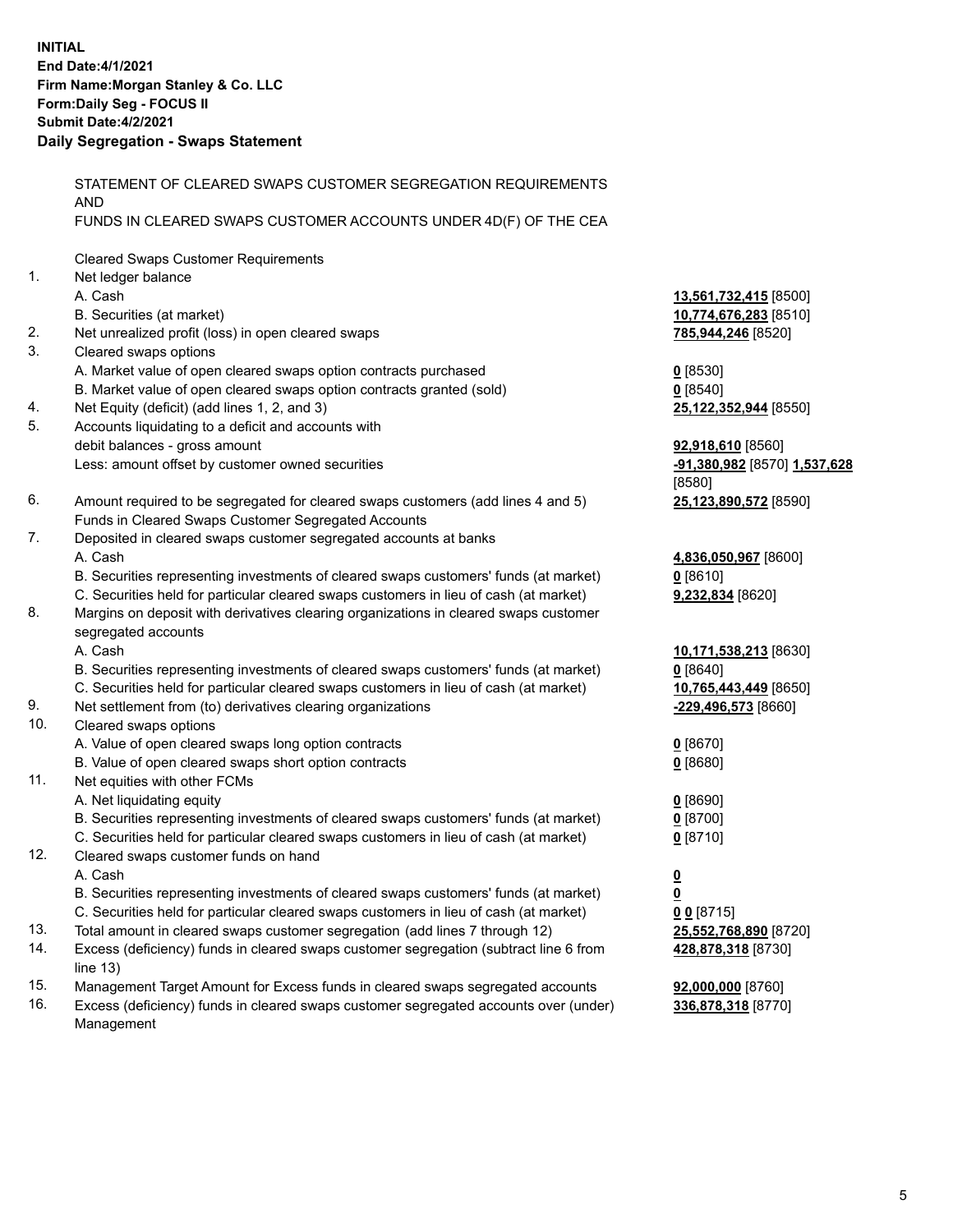**INITIAL**
**End Date:4/1/2021**
**Firm Name:Morgan Stanley & Co. LLC**
**Form:Daily Seg - FOCUS II**
**Submit Date:4/2/2021**
**Daily Segregation - Swaps Statement**

STATEMENT OF CLEARED SWAPS CUSTOMER SEGREGATION REQUIREMENTS AND
FUNDS IN CLEARED SWAPS CUSTOMER ACCOUNTS UNDER 4D(F) OF THE CEA

| | | |
|---|---|---|
| | Cleared Swaps Customer Requirements | |
| 1. | Net ledger balance | |
| | A. Cash | **13,561,732,415** [8500] |
| | B. Securities (at market) | **10,774,676,283** [8510] |
| 2. | Net unrealized profit (loss) in open cleared swaps | **785,944,246** [8520] |
| 3. | Cleared swaps options | |
| | A. Market value of open cleared swaps option contracts purchased | **0** [8530] |
| | B. Market value of open cleared swaps option contracts granted (sold) | **0** [8540] |
| 4. | Net Equity (deficit) (add lines 1, 2, and 3) | **25,122,352,944** [8550] |
| 5. | Accounts liquidating to a deficit and accounts with debit balances - gross amount | **92,918,610** [8560] |
| | Less: amount offset by customer owned securities | **-91,380,982** [8570] **1,537,628** [8580] |
| 6. | Amount required to be segregated for cleared swaps customers (add lines 4 and 5) | **25,123,890,572** [8590] |
| | Funds in Cleared Swaps Customer Segregated Accounts | |
| 7. | Deposited in cleared swaps customer segregated accounts at banks | |
| | A. Cash | **4,836,050,967** [8600] |
| | B. Securities representing investments of cleared swaps customers' funds (at market) | **0** [8610] |
| | C. Securities held for particular cleared swaps customers in lieu of cash (at market) | **9,232,834** [8620] |
| 8. | Margins on deposit with derivatives clearing organizations in cleared swaps customer segregated accounts | |
| | A. Cash | **10,171,538,213** [8630] |
| | B. Securities representing investments of cleared swaps customers' funds (at market) | **0** [8640] |
| | C. Securities held for particular cleared swaps customers in lieu of cash (at market) | **10,765,443,449** [8650] |
| 9. | Net settlement from (to) derivatives clearing organizations | **-229,496,573** [8660] |
| 10. | Cleared swaps options | |
| | A. Value of open cleared swaps long option contracts | **0** [8670] |
| | B. Value of open cleared swaps short option contracts | **0** [8680] |
| 11. | Net equities with other FCMs | |
| | A. Net liquidating equity | **0** [8690] |
| | B. Securities representing investments of cleared swaps customers' funds (at market) | **0** [8700] |
| | C. Securities held for particular cleared swaps customers in lieu of cash (at market) | **0** [8710] |
| 12. | Cleared swaps customer funds on hand | |
| | A. Cash | **0** |
| | B. Securities representing investments of cleared swaps customers' funds (at market) | **0** |
| | C. Securities held for particular cleared swaps customers in lieu of cash (at market) | **0** **0** [8715] |
| 13. | Total amount in cleared swaps customer segregation (add lines 7 through 12) | **25,552,768,890** [8720] |
| 14. | Excess (deficiency) funds in cleared swaps customer segregation (subtract line 6 from line 13) | **428,878,318** [8730] |
| 15. | Management Target Amount for Excess funds in cleared swaps segregated accounts | **92,000,000** [8760] |
| 16. | Excess (deficiency) funds in cleared swaps customer segregated accounts over (under) Management | **336,878,318** [8770] |